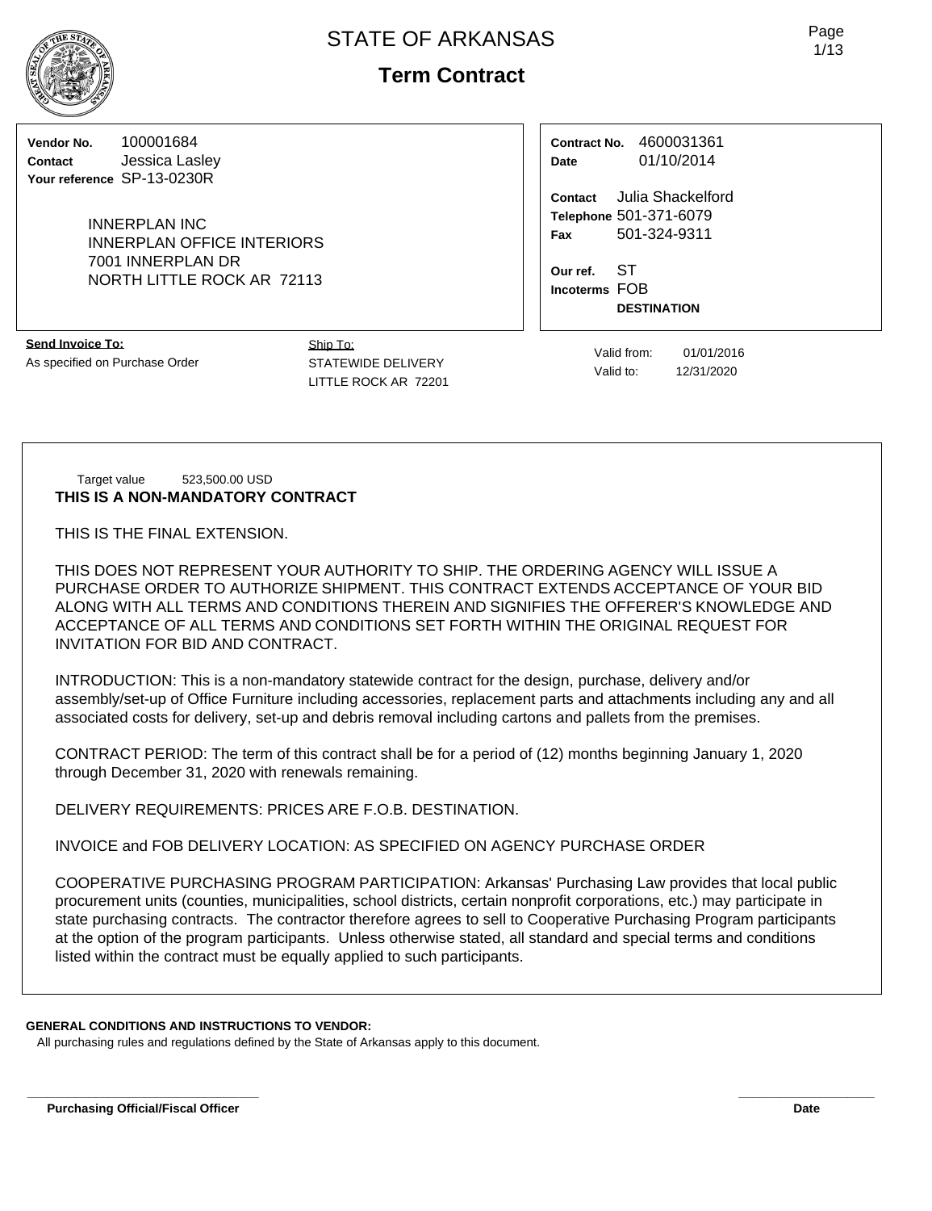# STATE OF ARKANSAS

## Term Contract

**Vendor No.** 100001684
**Contact** Jessica Lasley
**Your reference** SP-13-0230R

INNERPLAN INC
INNERPLAN OFFICE INTERIORS
7001 INNERPLAN DR
NORTH LITTLE ROCK AR 72113

**Contract No.** 4600031361
**Date** 01/10/2014

**Contact** Julia Shackelford
**Telephone** 501-371-6079
**Fax** 501-324-9311

**Our ref.** ST
**Incoterms** FOB
**DESTINATION**

**Send Invoice To:**
As specified on Purchase Order

Ship To:
STATEWIDE DELIVERY
LITTLE ROCK AR 72201

Valid from: 01/01/2016
Valid to: 12/31/2020

Target value 523,500.00 USD

**THIS IS A NON-MANDATORY CONTRACT**

THIS IS THE FINAL EXTENSION.

THIS DOES NOT REPRESENT YOUR AUTHORITY TO SHIP. THE ORDERING AGENCY WILL ISSUE A PURCHASE ORDER TO AUTHORIZE SHIPMENT. THIS CONTRACT EXTENDS ACCEPTANCE OF YOUR BID ALONG WITH ALL TERMS AND CONDITIONS THEREIN AND SIGNIFIES THE OFFERER'S KNOWLEDGE AND ACCEPTANCE OF ALL TERMS AND CONDITIONS SET FORTH WITHIN THE ORIGINAL REQUEST FOR INVITATION FOR BID AND CONTRACT.

INTRODUCTION: This is a non-mandatory statewide contract for the design, purchase, delivery and/or assembly/set-up of Office Furniture including accessories, replacement parts and attachments including any and all associated costs for delivery, set-up and debris removal including cartons and pallets from the premises.

CONTRACT PERIOD: The term of this contract shall be for a period of (12) months beginning January 1, 2020 through December 31, 2020 with renewals remaining.

DELIVERY REQUIREMENTS: PRICES ARE F.O.B. DESTINATION.

INVOICE and FOB DELIVERY LOCATION: AS SPECIFIED ON AGENCY PURCHASE ORDER

COOPERATIVE PURCHASING PROGRAM PARTICIPATION: Arkansas' Purchasing Law provides that local public procurement units (counties, municipalities, school districts, certain nonprofit corporations, etc.) may participate in state purchasing contracts. The contractor therefore agrees to sell to Cooperative Purchasing Program participants at the option of the program participants. Unless otherwise stated, all standard and special terms and conditions listed within the contract must be equally applied to such participants.

**GENERAL CONDITIONS AND INSTRUCTIONS TO VENDOR:**
All purchasing rules and regulations defined by the State of Arkansas apply to this document.

**Purchasing Official/Fiscal Officer** **Date**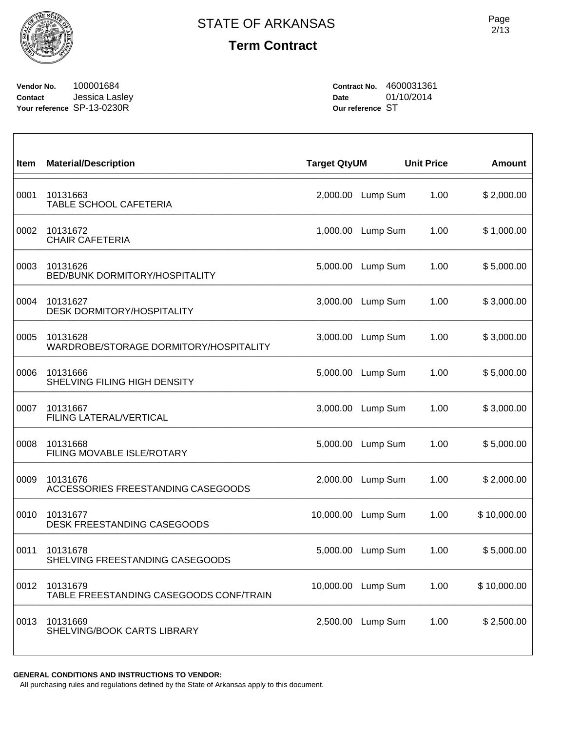# STATE OF ARKANSAS

## Term Contract

**Vendor No.** 100001684
**Contact** Jessica Lasley
**Your reference** SP-13-0230R

**Contract No.** 4600031361
**Date** 01/10/2014
**Our reference** ST

| Item | Material/Description | Target Qty | UM | Unit Price | Amount |
|---|---|---|---|---|---|
| 0001 | 10131663<br>TABLE SCHOOL CAFETERIA | 2,000.00 | Lump Sum | 1.00 | $ 2,000.00 |
| 0002 | 10131672<br>CHAIR CAFETERIA | 1,000.00 | Lump Sum | 1.00 | $ 1,000.00 |
| 0003 | 10131626<br>BED/BUNK DORMITORY/HOSPITALITY | 5,000.00 | Lump Sum | 1.00 | $ 5,000.00 |
| 0004 | 10131627<br>DESK DORMITORY/HOSPITALITY | 3,000.00 | Lump Sum | 1.00 | $ 3,000.00 |
| 0005 | 10131628<br>WARDROBE/STORAGE DORMITORY/HOSPITALITY | 3,000.00 | Lump Sum | 1.00 | $ 3,000.00 |
| 0006 | 10131666<br>SHELVING FILING HIGH DENSITY | 5,000.00 | Lump Sum | 1.00 | $ 5,000.00 |
| 0007 | 10131667<br>FILING LATERAL/VERTICAL | 3,000.00 | Lump Sum | 1.00 | $ 3,000.00 |
| 0008 | 10131668<br>FILING MOVABLE ISLE/ROTARY | 5,000.00 | Lump Sum | 1.00 | $ 5,000.00 |
| 0009 | 10131676<br>ACCESSORIES FREESTANDING CASEGOODS | 2,000.00 | Lump Sum | 1.00 | $ 2,000.00 |
| 0010 | 10131677<br>DESK FREESTANDING CASEGOODS | 10,000.00 | Lump Sum | 1.00 | $ 10,000.00 |
| 0011 | 10131678<br>SHELVING FREESTANDING CASEGOODS | 5,000.00 | Lump Sum | 1.00 | $ 5,000.00 |
| 0012 | 10131679<br>TABLE FREESTANDING CASEGOODS CONF/TRAIN | 10,000.00 | Lump Sum | 1.00 | $ 10,000.00 |
| 0013 | 10131669<br>SHELVING/BOOK CARTS LIBRARY | 2,500.00 | Lump Sum | 1.00 | $ 2,500.00 |

**GENERAL CONDITIONS AND INSTRUCTIONS TO VENDOR:**
All purchasing rules and regulations defined by the State of Arkansas apply to this document.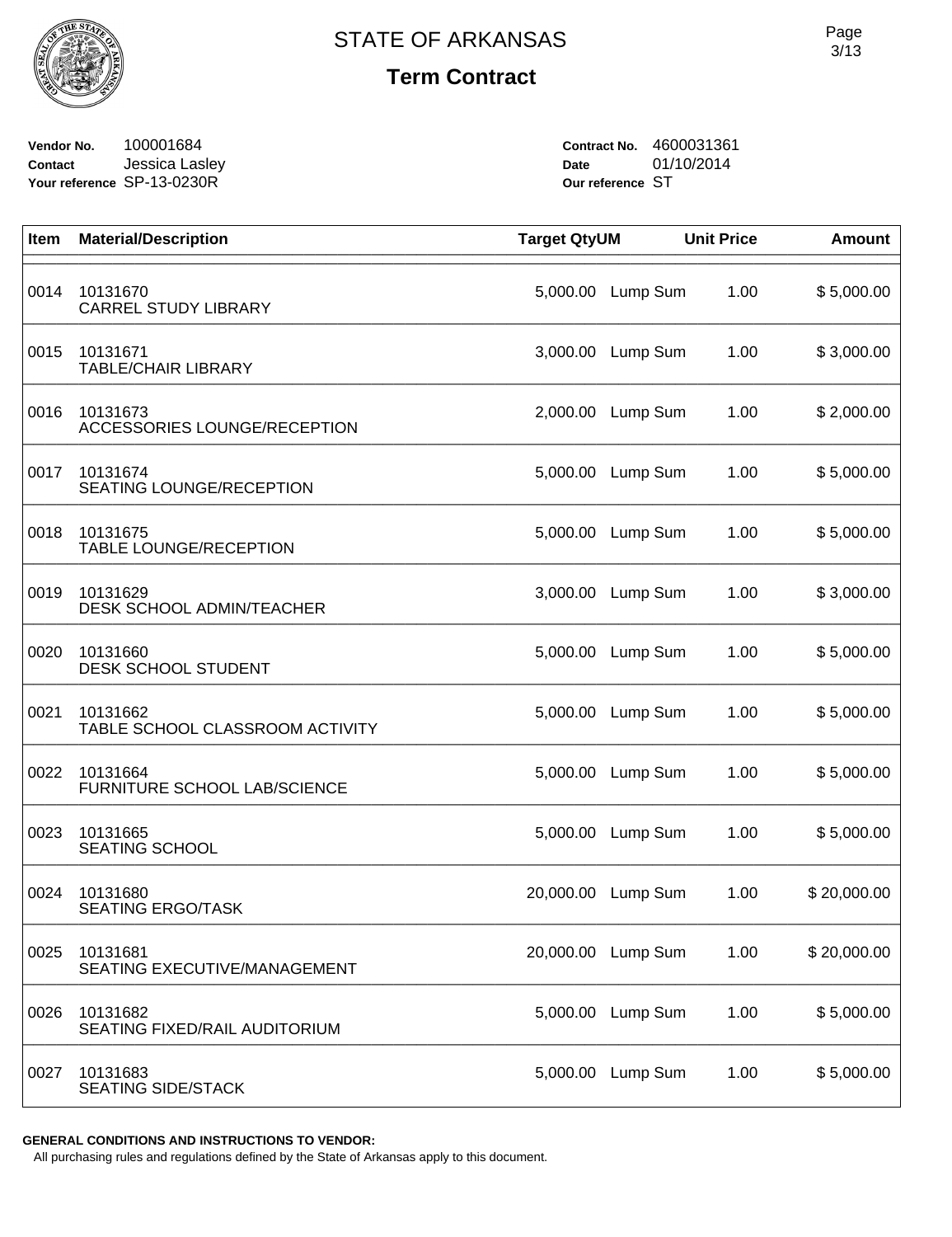# STATE OF ARKANSAS

## Term Contract

**Vendor No.** 100001684
**Contact** Jessica Lasley
**Your reference** SP-13-0230R

**Contract No.** 4600031361
**Date** 01/10/2014
**Our reference** ST

| Item | Material/Description | Target Qty | UM | Unit Price | Amount |
|---|---|---|---|---|---|
| 0014 | 10131670<br>CARREL STUDY LIBRARY | 5,000.00 | Lump Sum | 1.00 | $ 5,000.00 |
| 0015 | 10131671<br>TABLE/CHAIR LIBRARY | 3,000.00 | Lump Sum | 1.00 | $ 3,000.00 |
| 0016 | 10131673<br>ACCESSORIES LOUNGE/RECEPTION | 2,000.00 | Lump Sum | 1.00 | $ 2,000.00 |
| 0017 | 10131674<br>SEATING LOUNGE/RECEPTION | 5,000.00 | Lump Sum | 1.00 | $ 5,000.00 |
| 0018 | 10131675<br>TABLE LOUNGE/RECEPTION | 5,000.00 | Lump Sum | 1.00 | $ 5,000.00 |
| 0019 | 10131629<br>DESK SCHOOL ADMIN/TEACHER | 3,000.00 | Lump Sum | 1.00 | $ 3,000.00 |
| 0020 | 10131660<br>DESK SCHOOL STUDENT | 5,000.00 | Lump Sum | 1.00 | $ 5,000.00 |
| 0021 | 10131662<br>TABLE SCHOOL CLASSROOM ACTIVITY | 5,000.00 | Lump Sum | 1.00 | $ 5,000.00 |
| 0022 | 10131664<br>FURNITURE SCHOOL LAB/SCIENCE | 5,000.00 | Lump Sum | 1.00 | $ 5,000.00 |
| 0023 | 10131665<br>SEATING SCHOOL | 5,000.00 | Lump Sum | 1.00 | $ 5,000.00 |
| 0024 | 10131680<br>SEATING ERGO/TASK | 20,000.00 | Lump Sum | 1.00 | $ 20,000.00 |
| 0025 | 10131681<br>SEATING EXECUTIVE/MANAGEMENT | 20,000.00 | Lump Sum | 1.00 | $ 20,000.00 |
| 0026 | 10131682<br>SEATING FIXED/RAIL AUDITORIUM | 5,000.00 | Lump Sum | 1.00 | $ 5,000.00 |
| 0027 | 10131683<br>SEATING SIDE/STACK | 5,000.00 | Lump Sum | 1.00 | $ 5,000.00 |

**GENERAL CONDITIONS AND INSTRUCTIONS TO VENDOR:**
All purchasing rules and regulations defined by the State of Arkansas apply to this document.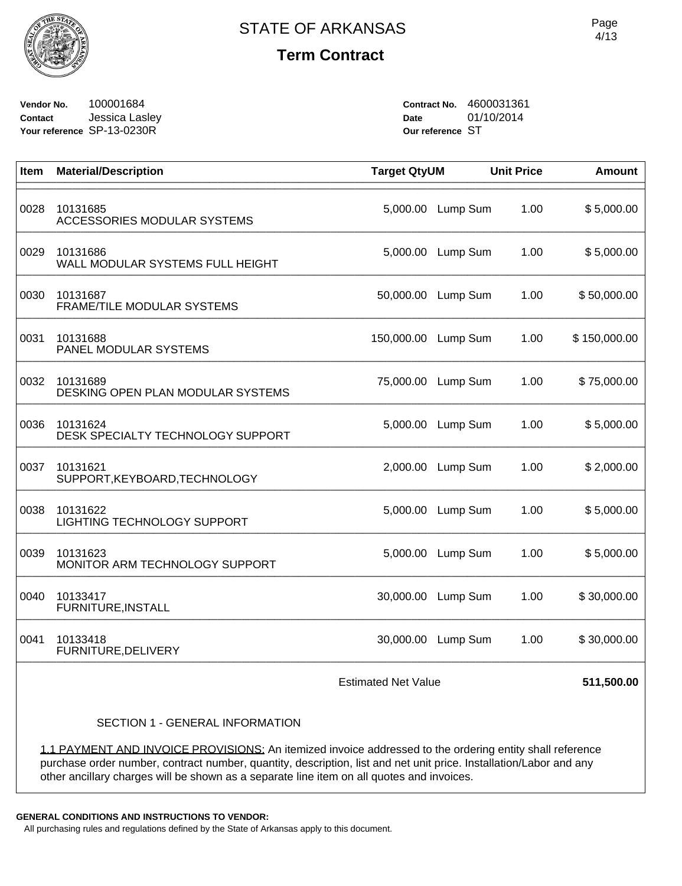# STATE OF ARKANSAS

## Term Contract

**Vendor No.** 100001684
**Contact** Jessica Lasley
**Your reference** SP-13-0230R

**Contract No.** 4600031361
**Date** 01/10/2014
**Our reference** ST

| Item | Material/Description | Target Qty | UM | Unit Price | Amount |
|---|---|---|---|---|---|
| 0028 | 10131685<br>ACCESSORIES MODULAR SYSTEMS | 5,000.00 | Lump Sum | 1.00 | $ 5,000.00 |
| 0029 | 10131686<br>WALL MODULAR SYSTEMS FULL HEIGHT | 5,000.00 | Lump Sum | 1.00 | $ 5,000.00 |
| 0030 | 10131687<br>FRAME/TILE MODULAR SYSTEMS | 50,000.00 | Lump Sum | 1.00 | $ 50,000.00 |
| 0031 | 10131688<br>PANEL MODULAR SYSTEMS | 150,000.00 | Lump Sum | 1.00 | $ 150,000.00 |
| 0032 | 10131689<br>DESKING OPEN PLAN MODULAR SYSTEMS | 75,000.00 | Lump Sum | 1.00 | $ 75,000.00 |
| 0036 | 10131624<br>DESK SPECIALTY TECHNOLOGY SUPPORT | 5,000.00 | Lump Sum | 1.00 | $ 5,000.00 |
| 0037 | 10131621<br>SUPPORT,KEYBOARD,TECHNOLOGY | 2,000.00 | Lump Sum | 1.00 | $ 2,000.00 |
| 0038 | 10131622<br>LIGHTING TECHNOLOGY SUPPORT | 5,000.00 | Lump Sum | 1.00 | $ 5,000.00 |
| 0039 | 10131623<br>MONITOR ARM TECHNOLOGY SUPPORT | 5,000.00 | Lump Sum | 1.00 | $ 5,000.00 |
| 0040 | 10133417<br>FURNITURE,INSTALL | 30,000.00 | Lump Sum | 1.00 | $ 30,000.00 |
| 0041 | 10133418<br>FURNITURE,DELIVERY | 30,000.00 | Lump Sum | 1.00 | $ 30,000.00 |
| | | Estimated Net Value | | | **511,500.00** |

SECTION 1 - GENERAL INFORMATION

1.1 PAYMENT AND INVOICE PROVISIONS: An itemized invoice addressed to the ordering entity shall reference purchase order number, contract number, quantity, description, list and net unit price. Installation/Labor and any other ancillary charges will be shown as a separate line item on all quotes and invoices.

**GENERAL CONDITIONS AND INSTRUCTIONS TO VENDOR:**
All purchasing rules and regulations defined by the State of Arkansas apply to this document.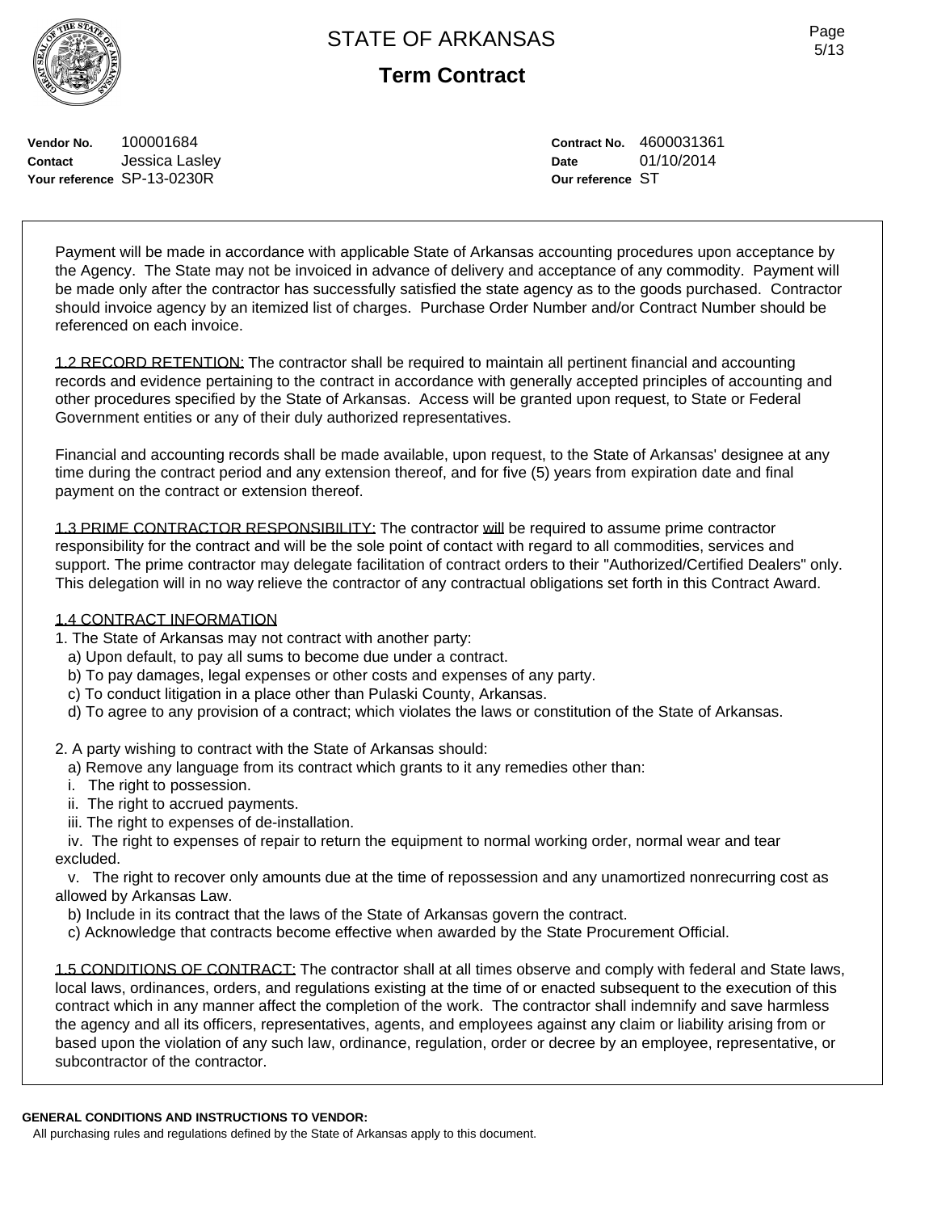**Vendor No.** 100001684
**Contact** Jessica Lasley
**Your reference** SP-13-0230R

**Contract No.** 4600031361
**Date** 01/10/2014
**Our reference** ST

Payment will be made in accordance with applicable State of Arkansas accounting procedures upon acceptance by the Agency. The State may not be invoiced in advance of delivery and acceptance of any commodity. Payment will be made only after the contractor has successfully satisfied the state agency as to the goods purchased. Contractor should invoice agency by an itemized list of charges. Purchase Order Number and/or Contract Number should be referenced on each invoice.

1.2 RECORD RETENTION: The contractor shall be required to maintain all pertinent financial and accounting records and evidence pertaining to the contract in accordance with generally accepted principles of accounting and other procedures specified by the State of Arkansas. Access will be granted upon request, to State or Federal Government entities or any of their duly authorized representatives.

Financial and accounting records shall be made available, upon request, to the State of Arkansas' designee at any time during the contract period and any extension thereof, and for five (5) years from expiration date and final payment on the contract or extension thereof.

1.3 PRIME CONTRACTOR RESPONSIBILITY: The contractor will be required to assume prime contractor responsibility for the contract and will be the sole point of contact with regard to all commodities, services and support. The prime contractor may delegate facilitation of contract orders to their "Authorized/Certified Dealers" only. This delegation will in no way relieve the contractor of any contractual obligations set forth in this Contract Award.

1.4 CONTRACT INFORMATION

1. The State of Arkansas may not contract with another party:
   a) Upon default, to pay all sums to become due under a contract.
   b) To pay damages, legal expenses or other costs and expenses of any party.
   c) To conduct litigation in a place other than Pulaski County, Arkansas.
   d) To agree to any provision of a contract; which violates the laws or constitution of the State of Arkansas.

2. A party wishing to contract with the State of Arkansas should:
   a) Remove any language from its contract which grants to it any remedies other than:
   i. The right to possession.
   ii. The right to accrued payments.
   iii. The right to expenses of de-installation.
   iv. The right to expenses of repair to return the equipment to normal working order, normal wear and tear excluded.
   v. The right to recover only amounts due at the time of repossession and any unamortized nonrecurring cost as allowed by Arkansas Law.
   b) Include in its contract that the laws of the State of Arkansas govern the contract.
   c) Acknowledge that contracts become effective when awarded by the State Procurement Official.

1.5 CONDITIONS OF CONTRACT: The contractor shall at all times observe and comply with federal and State laws, local laws, ordinances, orders, and regulations existing at the time of or enacted subsequent to the execution of this contract which in any manner affect the completion of the work. The contractor shall indemnify and save harmless the agency and all its officers, representatives, agents, and employees against any claim or liability arising from or based upon the violation of any such law, ordinance, regulation, order or decree by an employee, representative, or subcontractor of the contractor.

**GENERAL CONDITIONS AND INSTRUCTIONS TO VENDOR:**
All purchasing rules and regulations defined by the State of Arkansas apply to this document.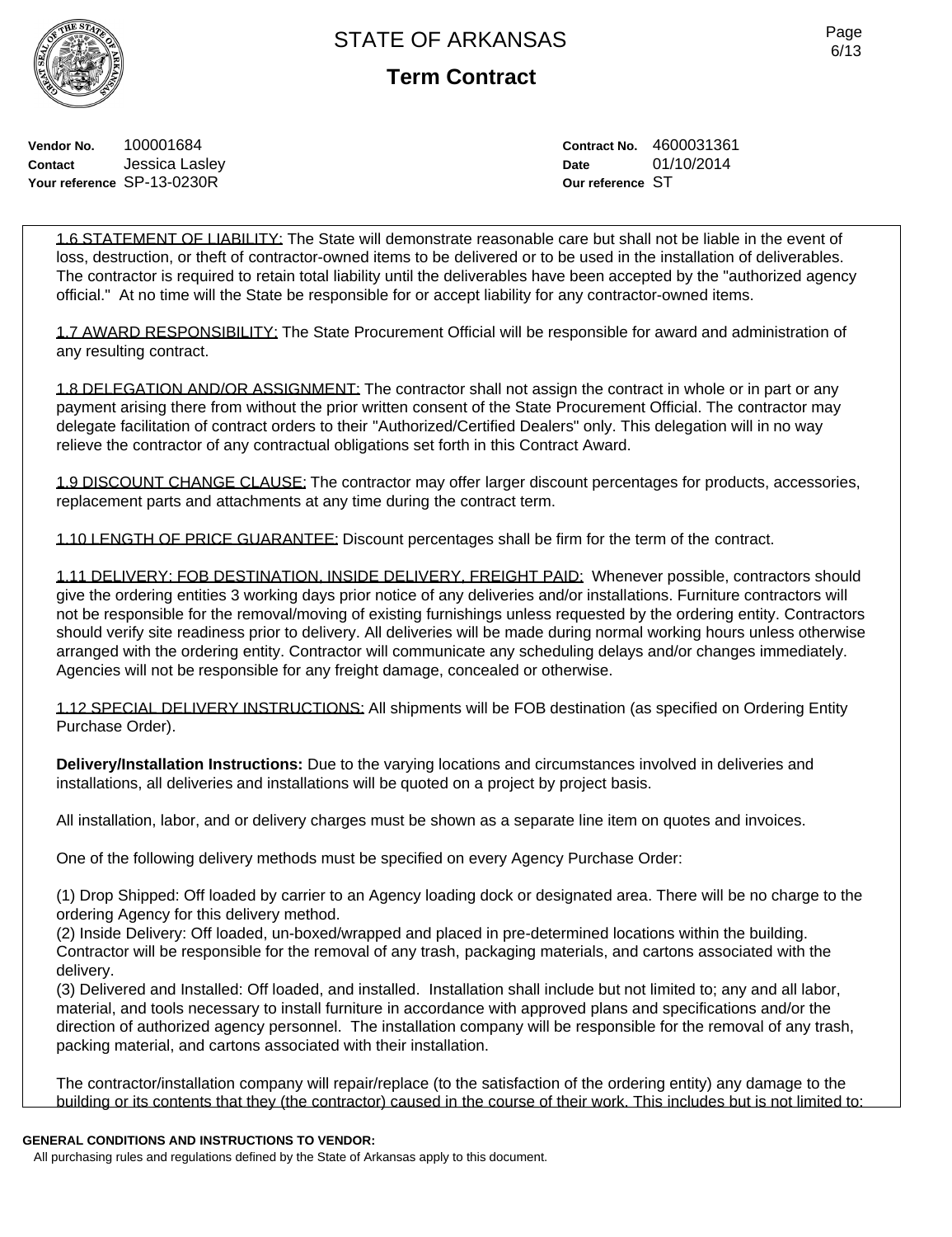**Vendor No.** 100001684
**Contact** Jessica Lasley
**Your reference** SP-13-0230R

**Contract No.** 4600031361
**Date** 01/10/2014
**Our reference** ST

1.6 STATEMENT OF LIABILITY: The State will demonstrate reasonable care but shall not be liable in the event of loss, destruction, or theft of contractor-owned items to be delivered or to be used in the installation of deliverables. The contractor is required to retain total liability until the deliverables have been accepted by the "authorized agency official." At no time will the State be responsible for or accept liability for any contractor-owned items.

1.7 AWARD RESPONSIBILITY: The State Procurement Official will be responsible for award and administration of any resulting contract.

1.8 DELEGATION AND/OR ASSIGNMENT: The contractor shall not assign the contract in whole or in part or any payment arising there from without the prior written consent of the State Procurement Official. The contractor may delegate facilitation of contract orders to their "Authorized/Certified Dealers" only. This delegation will in no way relieve the contractor of any contractual obligations set forth in this Contract Award.

1.9 DISCOUNT CHANGE CLAUSE: The contractor may offer larger discount percentages for products, accessories, replacement parts and attachments at any time during the contract term.

1.10 LENGTH OF PRICE GUARANTEE: Discount percentages shall be firm for the term of the contract.

1.11 DELIVERY: FOB DESTINATION, INSIDE DELIVERY, FREIGHT PAID: Whenever possible, contractors should give the ordering entities 3 working days prior notice of any deliveries and/or installations. Furniture contractors will not be responsible for the removal/moving of existing furnishings unless requested by the ordering entity. Contractors should verify site readiness prior to delivery. All deliveries will be made during normal working hours unless otherwise arranged with the ordering entity. Contractor will communicate any scheduling delays and/or changes immediately. Agencies will not be responsible for any freight damage, concealed or otherwise.

1.12 SPECIAL DELIVERY INSTRUCTIONS: All shipments will be FOB destination (as specified on Ordering Entity Purchase Order).

**Delivery/Installation Instructions:** Due to the varying locations and circumstances involved in deliveries and installations, all deliveries and installations will be quoted on a project by project basis.

All installation, labor, and or delivery charges must be shown as a separate line item on quotes and invoices.

One of the following delivery methods must be specified on every Agency Purchase Order:

(1) Drop Shipped: Off loaded by carrier to an Agency loading dock or designated area. There will be no charge to the ordering Agency for this delivery method.
(2) Inside Delivery: Off loaded, un-boxed/wrapped and placed in pre-determined locations within the building. Contractor will be responsible for the removal of any trash, packaging materials, and cartons associated with the delivery.
(3) Delivered and Installed: Off loaded, and installed. Installation shall include but not limited to; any and all labor, material, and tools necessary to install furniture in accordance with approved plans and specifications and/or the direction of authorized agency personnel. The installation company will be responsible for the removal of any trash, packing material, and cartons associated with their installation.

The contractor/installation company will repair/replace (to the satisfaction of the ordering entity) any damage to the building or its contents that they (the contractor) caused in the course of their work. This includes but is not limited to:

**GENERAL CONDITIONS AND INSTRUCTIONS TO VENDOR:**
All purchasing rules and regulations defined by the State of Arkansas apply to this document.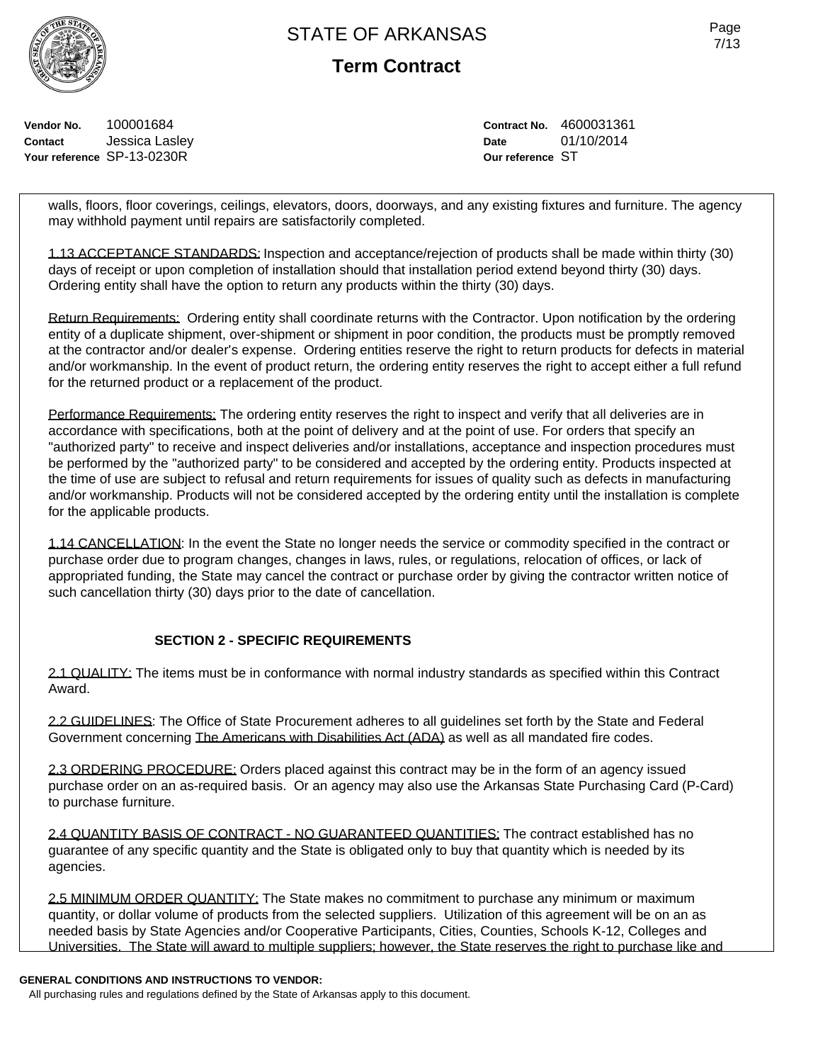| | |
|---|---|
| **Vendor No.** 100001684 | **Contract No.** 4600031361 |
| **Contact** Jessica Lasley | **Date** 01/10/2014 |
| **Your reference** SP-13-0230R | **Our reference** ST |

walls, floors, floor coverings, ceilings, elevators, doors, doorways, and any existing fixtures and furniture. The agency may withhold payment until repairs are satisfactorily completed.

1.13 ACCEPTANCE STANDARDS: Inspection and acceptance/rejection of products shall be made within thirty (30) days of receipt or upon completion of installation should that installation period extend beyond thirty (30) days. Ordering entity shall have the option to return any products within the thirty (30) days.

Return Requirements: Ordering entity shall coordinate returns with the Contractor. Upon notification by the ordering entity of a duplicate shipment, over-shipment or shipment in poor condition, the products must be promptly removed at the contractor and/or dealer's expense. Ordering entities reserve the right to return products for defects in material and/or workmanship. In the event of product return, the ordering entity reserves the right to accept either a full refund for the returned product or a replacement of the product.

Performance Requirements: The ordering entity reserves the right to inspect and verify that all deliveries are in accordance with specifications, both at the point of delivery and at the point of use. For orders that specify an "authorized party" to receive and inspect deliveries and/or installations, acceptance and inspection procedures must be performed by the "authorized party" to be considered and accepted by the ordering entity. Products inspected at the time of use are subject to refusal and return requirements for issues of quality such as defects in manufacturing and/or workmanship. Products will not be considered accepted by the ordering entity until the installation is complete for the applicable products.

1.14 CANCELLATION: In the event the State no longer needs the service or commodity specified in the contract or purchase order due to program changes, changes in laws, rules, or regulations, relocation of offices, or lack of appropriated funding, the State may cancel the contract or purchase order by giving the contractor written notice of such cancellation thirty (30) days prior to the date of cancellation.

## SECTION 2 - SPECIFIC REQUIREMENTS

2.1 QUALITY: The items must be in conformance with normal industry standards as specified within this Contract Award.

2.2 GUIDELINES: The Office of State Procurement adheres to all guidelines set forth by the State and Federal Government concerning The Americans with Disabilities Act (ADA) as well as all mandated fire codes.

2.3 ORDERING PROCEDURE: Orders placed against this contract may be in the form of an agency issued purchase order on an as-required basis. Or an agency may also use the Arkansas State Purchasing Card (P-Card) to purchase furniture.

2.4 QUANTITY BASIS OF CONTRACT - NO GUARANTEED QUANTITIES: The contract established has no guarantee of any specific quantity and the State is obligated only to buy that quantity which is needed by its agencies.

2.5 MINIMUM ORDER QUANTITY: The State makes no commitment to purchase any minimum or maximum quantity, or dollar volume of products from the selected suppliers. Utilization of this agreement will be on an as needed basis by State Agencies and/or Cooperative Participants, Cities, Counties, Schools K-12, Colleges and Universities. The State will award to multiple suppliers; however, the State reserves the right to purchase like and

**GENERAL CONDITIONS AND INSTRUCTIONS TO VENDOR:**

All purchasing rules and regulations defined by the State of Arkansas apply to this document.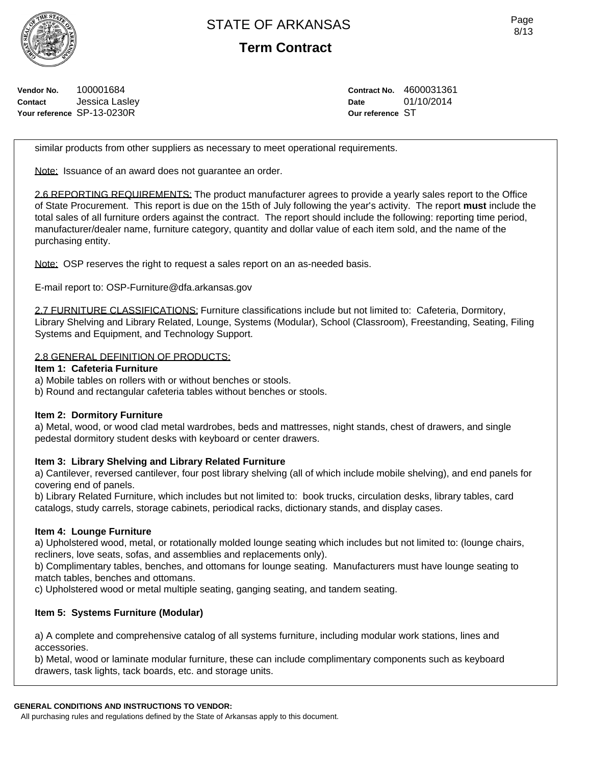**Vendor No.** 100001684
**Contact** Jessica Lasley
**Your reference** SP-13-0230R

**Contract No.** 4600031361
**Date** 01/10/2014
**Our reference** ST

similar products from other suppliers as necessary to meet operational requirements.

Note: Issuance of an award does not guarantee an order.

2.6 REPORTING REQUIREMENTS: The product manufacturer agrees to provide a yearly sales report to the Office of State Procurement. This report is due on the 15th of July following the year's activity. The report **must** include the total sales of all furniture orders against the contract. The report should include the following: reporting time period, manufacturer/dealer name, furniture category, quantity and dollar value of each item sold, and the name of the purchasing entity.

Note: OSP reserves the right to request a sales report on an as-needed basis.

E-mail report to: OSP-Furniture@dfa.arkansas.gov

2.7 FURNITURE CLASSIFICATIONS: Furniture classifications include but not limited to: Cafeteria, Dormitory, Library Shelving and Library Related, Lounge, Systems (Modular), School (Classroom), Freestanding, Seating, Filing Systems and Equipment, and Technology Support.

2.8 GENERAL DEFINITION OF PRODUCTS:

**Item 1: Cafeteria Furniture**
a) Mobile tables on rollers with or without benches or stools.
b) Round and rectangular cafeteria tables without benches or stools.

**Item 2: Dormitory Furniture**
a) Metal, wood, or wood clad metal wardrobes, beds and mattresses, night stands, chest of drawers, and single pedestal dormitory student desks with keyboard or center drawers.

**Item 3: Library Shelving and Library Related Furniture**
a) Cantilever, reversed cantilever, four post library shelving (all of which include mobile shelving), and end panels for covering end of panels.
b) Library Related Furniture, which includes but not limited to: book trucks, circulation desks, library tables, card catalogs, study carrels, storage cabinets, periodical racks, dictionary stands, and display cases.

**Item 4: Lounge Furniture**
a) Upholstered wood, metal, or rotationally molded lounge seating which includes but not limited to: (lounge chairs, recliners, love seats, sofas, and assemblies and replacements only).
b) Complimentary tables, benches, and ottomans for lounge seating. Manufacturers must have lounge seating to match tables, benches and ottomans.
c) Upholstered wood or metal multiple seating, ganging seating, and tandem seating.

**Item 5: Systems Furniture (Modular)**

a) A complete and comprehensive catalog of all systems furniture, including modular work stations, lines and accessories.
b) Metal, wood or laminate modular furniture, these can include complimentary components such as keyboard drawers, task lights, tack boards, etc. and storage units.

**GENERAL CONDITIONS AND INSTRUCTIONS TO VENDOR:**
All purchasing rules and regulations defined by the State of Arkansas apply to this document.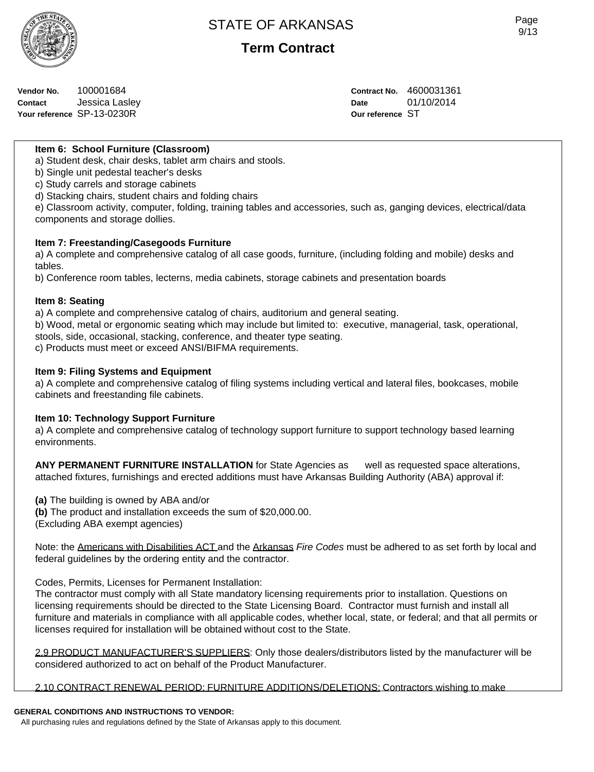STATE OF ARKANSAS

**Term Contract**

**Vendor No.** 100001684
**Contact** Jessica Lasley
**Your reference** SP-13-0230R

**Contract No.** 4600031361
**Date** 01/10/2014
**Our reference** ST

**Item 6: School Furniture (Classroom)**
a) Student desk, chair desks, tablet arm chairs and stools.
b) Single unit pedestal teacher's desks
c) Study carrels and storage cabinets
d) Stacking chairs, student chairs and folding chairs
e) Classroom activity, computer, folding, training tables and accessories, such as, ganging devices, electrical/data components and storage dollies.

**Item 7: Freestanding/Casegoods Furniture**
a) A complete and comprehensive catalog of all case goods, furniture, (including folding and mobile) desks and tables.
b) Conference room tables, lecterns, media cabinets, storage cabinets and presentation boards

**Item 8: Seating**
a) A complete and comprehensive catalog of chairs, auditorium and general seating.
b) Wood, metal or ergonomic seating which may include but limited to: executive, managerial, task, operational, stools, side, occasional, stacking, conference, and theater type seating.
c) Products must meet or exceed ANSI/BIFMA requirements.

**Item 9: Filing Systems and Equipment**
a) A complete and comprehensive catalog of filing systems including vertical and lateral files, bookcases, mobile cabinets and freestanding file cabinets.

**Item 10: Technology Support Furniture**
a) A complete and comprehensive catalog of technology support furniture to support technology based learning environments.

**ANY PERMANENT FURNITURE INSTALLATION** for State Agencies as well as requested space alterations, attached fixtures, furnishings and erected additions must have Arkansas Building Authority (ABA) approval if:

**(a)** The building is owned by ABA and/or
**(b)** The product and installation exceeds the sum of $20,000.00.
(Excluding ABA exempt agencies)

Note: the Americans with Disabilities ACT and the Arkansas *Fire Codes* must be adhered to as set forth by local and federal guidelines by the ordering entity and the contractor.

Codes, Permits, Licenses for Permanent Installation:
The contractor must comply with all State mandatory licensing requirements prior to installation. Questions on licensing requirements should be directed to the State Licensing Board. Contractor must furnish and install all furniture and materials in compliance with all applicable codes, whether local, state, or federal; and that all permits or licenses required for installation will be obtained without cost to the State.

2.9 PRODUCT MANUFACTURER'S SUPPLIERS: Only those dealers/distributors listed by the manufacturer will be considered authorized to act on behalf of the Product Manufacturer.

2.10 CONTRACT RENEWAL PERIOD; FURNITURE ADDITIONS/DELETIONS: Contractors wishing to make

**GENERAL CONDITIONS AND INSTRUCTIONS TO VENDOR:**
All purchasing rules and regulations defined by the State of Arkansas apply to this document.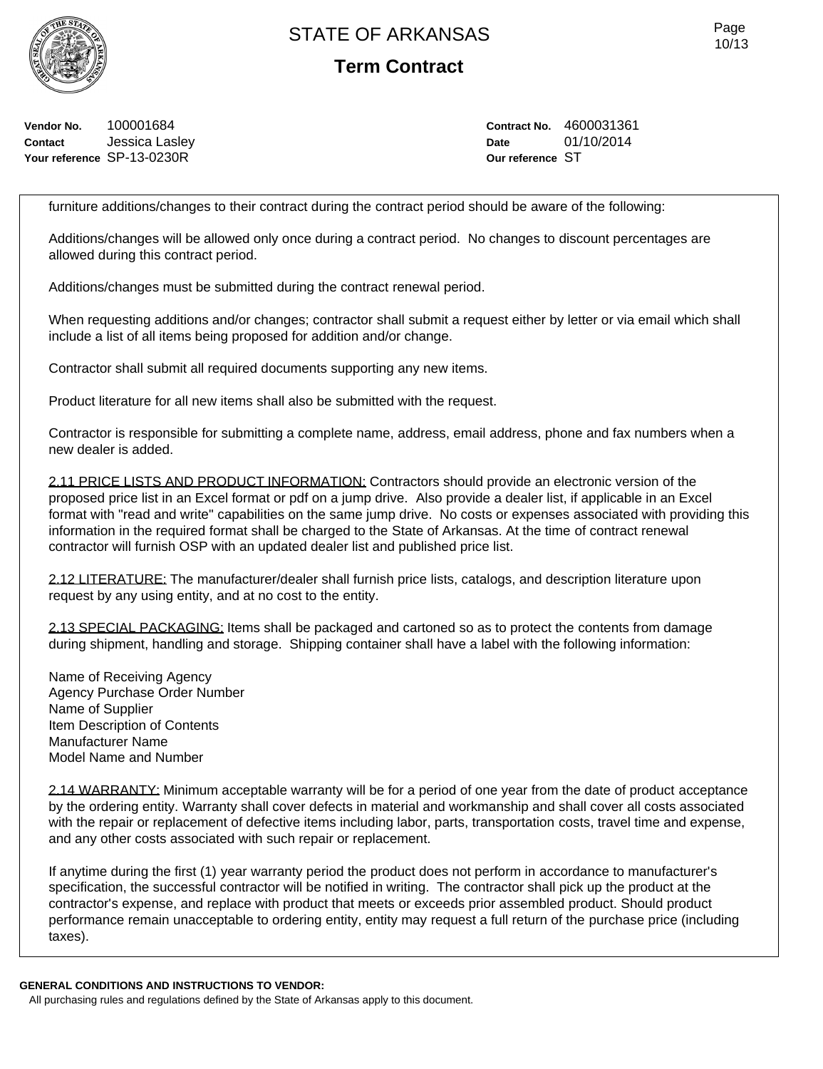**Vendor No.** 100001684
**Contact** Jessica Lasley
**Your reference** SP-13-0230R

**Contract No.** 4600031361
**Date** 01/10/2014
**Our reference** ST

furniture additions/changes to their contract during the contract period should be aware of the following:

Additions/changes will be allowed only once during a contract period. No changes to discount percentages are allowed during this contract period.

Additions/changes must be submitted during the contract renewal period.

When requesting additions and/or changes; contractor shall submit a request either by letter or via email which shall include a list of all items being proposed for addition and/or change.

Contractor shall submit all required documents supporting any new items.

Product literature for all new items shall also be submitted with the request.

Contractor is responsible for submitting a complete name, address, email address, phone and fax numbers when a new dealer is added.

2.11 PRICE LISTS AND PRODUCT INFORMATION: Contractors should provide an electronic version of the proposed price list in an Excel format or pdf on a jump drive. Also provide a dealer list, if applicable in an Excel format with "read and write" capabilities on the same jump drive. No costs or expenses associated with providing this information in the required format shall be charged to the State of Arkansas. At the time of contract renewal contractor will furnish OSP with an updated dealer list and published price list.

2.12 LITERATURE: The manufacturer/dealer shall furnish price lists, catalogs, and description literature upon request by any using entity, and at no cost to the entity.

2.13 SPECIAL PACKAGING: Items shall be packaged and cartoned so as to protect the contents from damage during shipment, handling and storage. Shipping container shall have a label with the following information:

Name of Receiving Agency
Agency Purchase Order Number
Name of Supplier
Item Description of Contents
Manufacturer Name
Model Name and Number

2.14 WARRANTY: Minimum acceptable warranty will be for a period of one year from the date of product acceptance by the ordering entity. Warranty shall cover defects in material and workmanship and shall cover all costs associated with the repair or replacement of defective items including labor, parts, transportation costs, travel time and expense, and any other costs associated with such repair or replacement.

If anytime during the first (1) year warranty period the product does not perform in accordance to manufacturer's specification, the successful contractor will be notified in writing. The contractor shall pick up the product at the contractor's expense, and replace with product that meets or exceeds prior assembled product. Should product performance remain unacceptable to ordering entity, entity may request a full return of the purchase price (including taxes).

**GENERAL CONDITIONS AND INSTRUCTIONS TO VENDOR:**
All purchasing rules and regulations defined by the State of Arkansas apply to this document.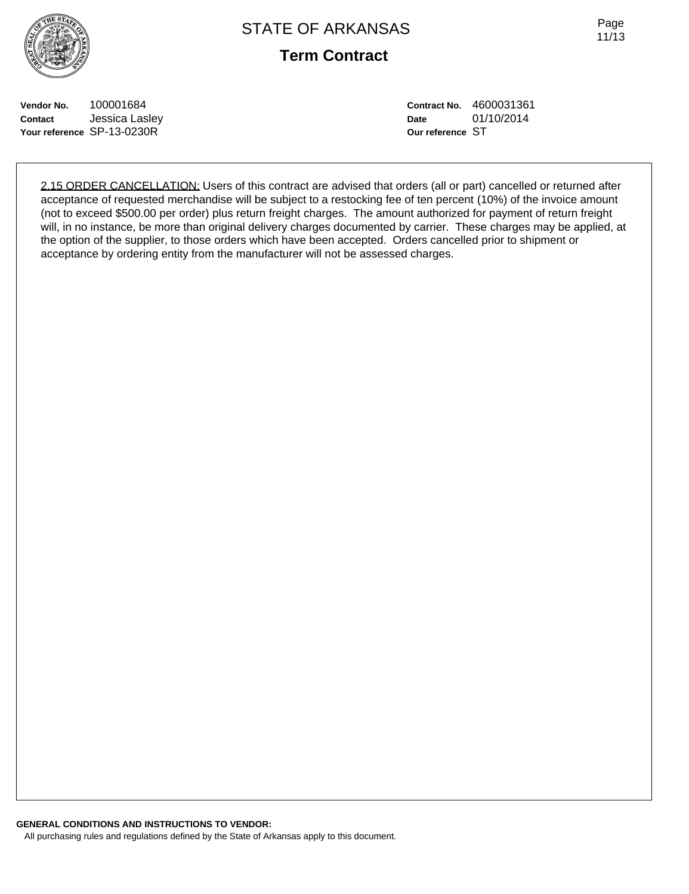# STATE OF ARKANSAS

## Term Contract

**Vendor No.** 100001684
**Contact** Jessica Lasley
**Your reference** SP-13-0230R

**Contract No.** 4600031361
**Date** 01/10/2014
**Our reference** ST

2.15 ORDER CANCELLATION: Users of this contract are advised that orders (all or part) cancelled or returned after acceptance of requested merchandise will be subject to a restocking fee of ten percent (10%) of the invoice amount (not to exceed $500.00 per order) plus return freight charges. The amount authorized for payment of return freight will, in no instance, be more than original delivery charges documented by carrier. These charges may be applied, at the option of the supplier, to those orders which have been accepted. Orders cancelled prior to shipment or acceptance by ordering entity from the manufacturer will not be assessed charges.

**GENERAL CONDITIONS AND INSTRUCTIONS TO VENDOR:**
All purchasing rules and regulations defined by the State of Arkansas apply to this document.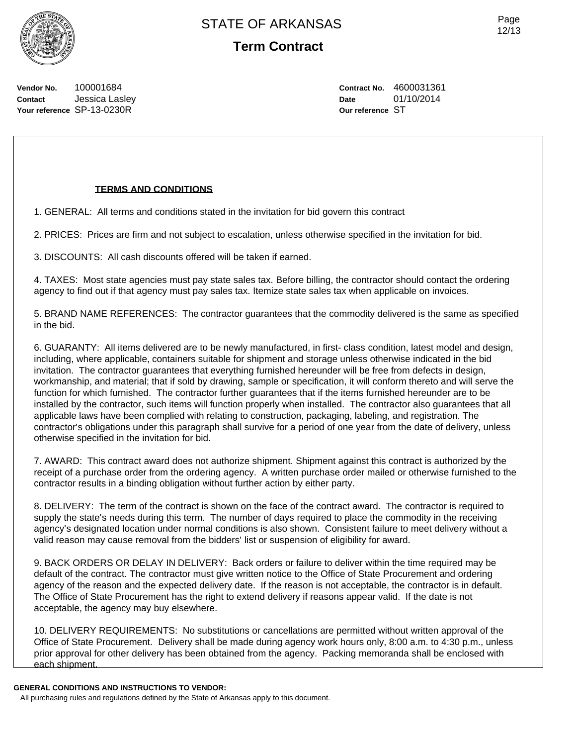# STATE OF ARKANSAS

## Term Contract

**Vendor No.** 100001684
**Contact** Jessica Lasley
**Your reference** SP-13-0230R

**Contract No.** 4600031361
**Date** 01/10/2014
**Our reference** ST

**TERMS AND CONDITIONS**

1. GENERAL: All terms and conditions stated in the invitation for bid govern this contract

2. PRICES: Prices are firm and not subject to escalation, unless otherwise specified in the invitation for bid.

3. DISCOUNTS: All cash discounts offered will be taken if earned.

4. TAXES: Most state agencies must pay state sales tax. Before billing, the contractor should contact the ordering agency to find out if that agency must pay sales tax. Itemize state sales tax when applicable on invoices.

5. BRAND NAME REFERENCES: The contractor guarantees that the commodity delivered is the same as specified in the bid.

6. GUARANTY: All items delivered are to be newly manufactured, in first- class condition, latest model and design, including, where applicable, containers suitable for shipment and storage unless otherwise indicated in the bid invitation. The contractor guarantees that everything furnished hereunder will be free from defects in design, workmanship, and material; that if sold by drawing, sample or specification, it will conform thereto and will serve the function for which furnished. The contractor further guarantees that if the items furnished hereunder are to be installed by the contractor, such items will function properly when installed. The contractor also guarantees that all applicable laws have been complied with relating to construction, packaging, labeling, and registration. The contractor's obligations under this paragraph shall survive for a period of one year from the date of delivery, unless otherwise specified in the invitation for bid.

7. AWARD: This contract award does not authorize shipment. Shipment against this contract is authorized by the receipt of a purchase order from the ordering agency. A written purchase order mailed or otherwise furnished to the contractor results in a binding obligation without further action by either party.

8. DELIVERY: The term of the contract is shown on the face of the contract award. The contractor is required to supply the state's needs during this term. The number of days required to place the commodity in the receiving agency's designated location under normal conditions is also shown. Consistent failure to meet delivery without a valid reason may cause removal from the bidders' list or suspension of eligibility for award.

9. BACK ORDERS OR DELAY IN DELIVERY: Back orders or failure to deliver within the time required may be default of the contract. The contractor must give written notice to the Office of State Procurement and ordering agency of the reason and the expected delivery date. If the reason is not acceptable, the contractor is in default. The Office of State Procurement has the right to extend delivery if reasons appear valid. If the date is not acceptable, the agency may buy elsewhere.

10. DELIVERY REQUIREMENTS: No substitutions or cancellations are permitted without written approval of the Office of State Procurement. Delivery shall be made during agency work hours only, 8:00 a.m. to 4:30 p.m., unless prior approval for other delivery has been obtained from the agency. Packing memoranda shall be enclosed with each shipment.

**GENERAL CONDITIONS AND INSTRUCTIONS TO VENDOR:**

All purchasing rules and regulations defined by the State of Arkansas apply to this document.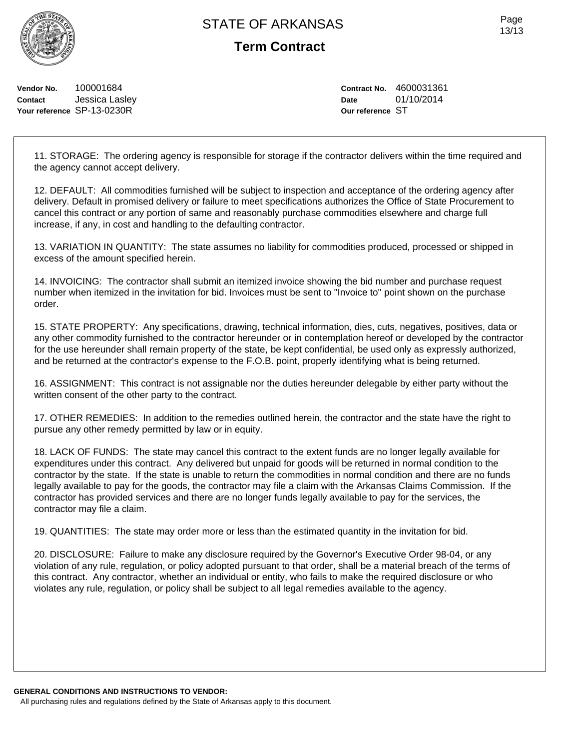**Vendor No.** 100001684
**Contact** Jessica Lasley
**Your reference** SP-13-0230R

**Contract No.** 4600031361
**Date** 01/10/2014
**Our reference** ST

11. STORAGE: The ordering agency is responsible for storage if the contractor delivers within the time required and the agency cannot accept delivery.

12. DEFAULT: All commodities furnished will be subject to inspection and acceptance of the ordering agency after delivery. Default in promised delivery or failure to meet specifications authorizes the Office of State Procurement to cancel this contract or any portion of same and reasonably purchase commodities elsewhere and charge full increase, if any, in cost and handling to the defaulting contractor.

13. VARIATION IN QUANTITY: The state assumes no liability for commodities produced, processed or shipped in excess of the amount specified herein.

14. INVOICING: The contractor shall submit an itemized invoice showing the bid number and purchase request number when itemized in the invitation for bid. Invoices must be sent to "Invoice to" point shown on the purchase order.

15. STATE PROPERTY: Any specifications, drawing, technical information, dies, cuts, negatives, positives, data or any other commodity furnished to the contractor hereunder or in contemplation hereof or developed by the contractor for the use hereunder shall remain property of the state, be kept confidential, be used only as expressly authorized, and be returned at the contractor's expense to the F.O.B. point, properly identifying what is being returned.

16. ASSIGNMENT: This contract is not assignable nor the duties hereunder delegable by either party without the written consent of the other party to the contract.

17. OTHER REMEDIES: In addition to the remedies outlined herein, the contractor and the state have the right to pursue any other remedy permitted by law or in equity.

18. LACK OF FUNDS: The state may cancel this contract to the extent funds are no longer legally available for expenditures under this contract. Any delivered but unpaid for goods will be returned in normal condition to the contractor by the state. If the state is unable to return the commodities in normal condition and there are no funds legally available to pay for the goods, the contractor may file a claim with the Arkansas Claims Commission. If the contractor has provided services and there are no longer funds legally available to pay for the services, the contractor may file a claim.

19. QUANTITIES: The state may order more or less than the estimated quantity in the invitation for bid.

20. DISCLOSURE: Failure to make any disclosure required by the Governor's Executive Order 98-04, or any violation of any rule, regulation, or policy adopted pursuant to that order, shall be a material breach of the terms of this contract. Any contractor, whether an individual or entity, who fails to make the required disclosure or who violates any rule, regulation, or policy shall be subject to all legal remedies available to the agency.

**GENERAL CONDITIONS AND INSTRUCTIONS TO VENDOR:**
All purchasing rules and regulations defined by the State of Arkansas apply to this document.